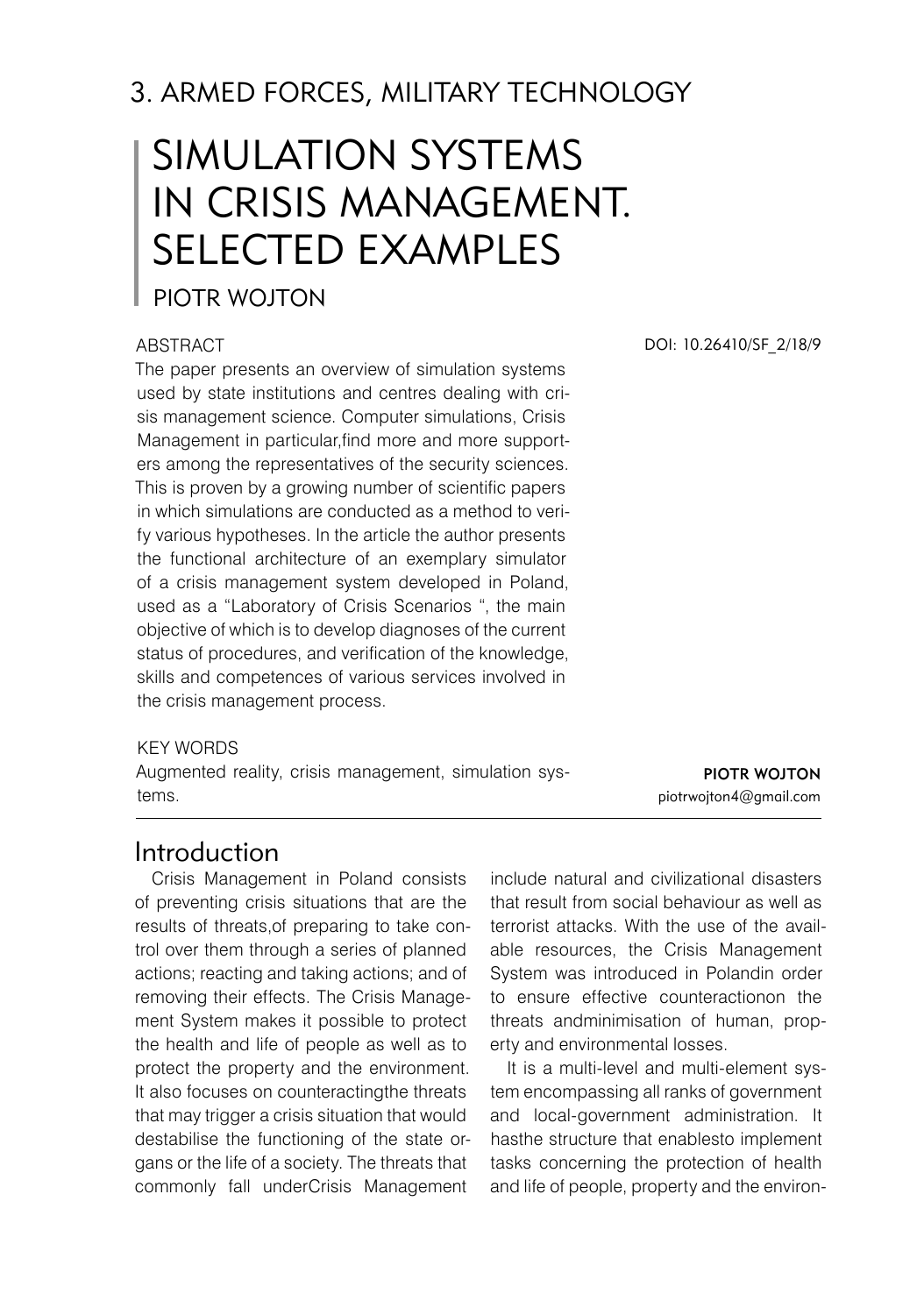# 3. ARMED FORCES, MILITARY TECHNOLOGY

# SIMULATION SYSTEMS IN CRISIS MANAGEMENT. SELECTED EXAMPLES

## PIOTR WOJTON

ABSTRACT

The paper presents an overview of simulation systems used by state institutions and centres dealing with crisis management science. Computer simulations, Crisis Management in particular,find more and more supporters among the representatives of the security sciences. This is proven by a growing number of scientific papers in which simulations are conducted as a method to verify various hypotheses. In the article the author presents the functional architecture of an exemplary simulator of a crisis management system developed in Poland, used as a "Laboratory of Crisis Scenarios ", the main objective of which is to develop diagnoses of the current status of procedures, and verification of the knowledge, skills and competences of various services involved in the crisis management process.

DOI: 10.26410/SF_2/18/9

KEY WORDS

Augmented reality, crisis management, simulation systems.

**PIOTR WOJTON**
piotrwojton4@gmail.com

## Introduction

Crisis Management in Poland consists of preventing crisis situations that are the results of threats,of preparing to take control over them through a series of planned actions; reacting and taking actions; and of removing their effects. The Crisis Management System makes it possible to protect the health and life of people as well as to protect the property and the environment. It also focuses on counteractingthe threats that may trigger a crisis situation that would destabilise the functioning of the state organs or the life of a society. The threats that commonly fall underCrisis Management include natural and civilizational disasters that result from social behaviour as well as terrorist attacks. With the use of the available resources, the Crisis Management System was introduced in Polandin order to ensure effective counteractionon the threats andminimisation of human, property and environmental losses.

It is a multi-level and multi-element system encompassing all ranks of government and local-government administration. It hasthe structure that enablesto implement tasks concerning the protection of health and life of people, property and the environ-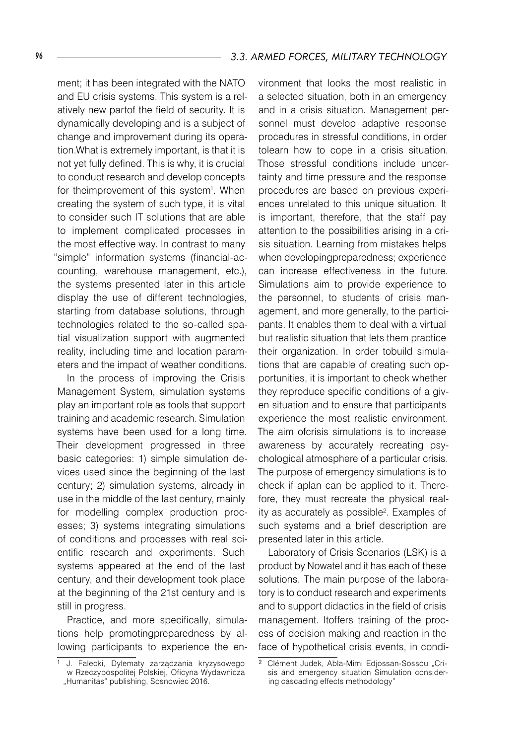ment; it has been integrated with the NATO and EU crisis systems. This system is a relatively new partof the field of security. It is dynamically developing and is a subject of change and improvement during its operation.What is extremely important, is that it is not yet fully defined. This is why, it is crucial to conduct research and develop concepts for theimprovement of this system[1]. When creating the system of such type, it is vital to consider such IT solutions that are able to implement complicated processes in the most effective way. In contrast to many "simple" information systems (financial-accounting, warehouse management, etc.), the systems presented later in this article display the use of different technologies, starting from database solutions, through technologies related to the so-called spatial visualization support with augmented reality, including time and location parameters and the impact of weather conditions.

In the process of improving the Crisis Management System, simulation systems play an important role as tools that support training and academic research. Simulation systems have been used for a long time. Their development progressed in three basic categories: 1) simple simulation devices used since the beginning of the last century; 2) simulation systems, already in use in the middle of the last century, mainly for modelling complex production processes; 3) systems integrating simulations of conditions and processes with real scientific research and experiments. Such systems appeared at the end of the last century, and their development took place at the beginning of the 21st century and is still in progress.

Practice, and more specifically, simulations help promotingpreparedness by allowing participants to experience the environment that looks the most realistic in a selected situation, both in an emergency and in a crisis situation. Management personnel must develop adaptive response procedures in stressful conditions, in order tolearn how to cope in a crisis situation. Those stressful conditions include uncertainty and time pressure and the response procedures are based on previous experiences unrelated to this unique situation. It is important, therefore, that the staff pay attention to the possibilities arising in a crisis situation. Learning from mistakes helps when developingpreparedness; experience can increase effectiveness in the future. Simulations aim to provide experience to the personnel, to students of crisis management, and more generally, to the participants. It enables them to deal with a virtual but realistic situation that lets them practice their organization. In order tobuild simulations that are capable of creating such opportunities, it is important to check whether they reproduce specific conditions of a given situation and to ensure that participants experience the most realistic environment. The aim ofcrisis simulations is to increase awareness by accurately recreating psychological atmosphere of a particular crisis. The purpose of emergency simulations is to check if aplan can be applied to it. Therefore, they must recreate the physical reality as accurately as possible[2]. Examples of such systems and a brief description are presented later in this article.

Laboratory of Crisis Scenarios (LSK) is a product by Nowatel and it has each of these solutions. The main purpose of the laboratory is to conduct research and experiments and to support didactics in the field of crisis management. Itoffers training of the process of decision making and reaction in the face of hypothetical crisis events, in condi-

[1] J. Falecki, Dylematy zarządzania kryzysowego w Rzeczypospolitej Polskiej, Oficyna Wydawnicza „Humanitas" publishing, Sosnowiec 2016.

[2] Clément Judek, Abla-Mimi Edjossan-Sossou „Crisis and emergency situation Simulation considering cascading effects methodology"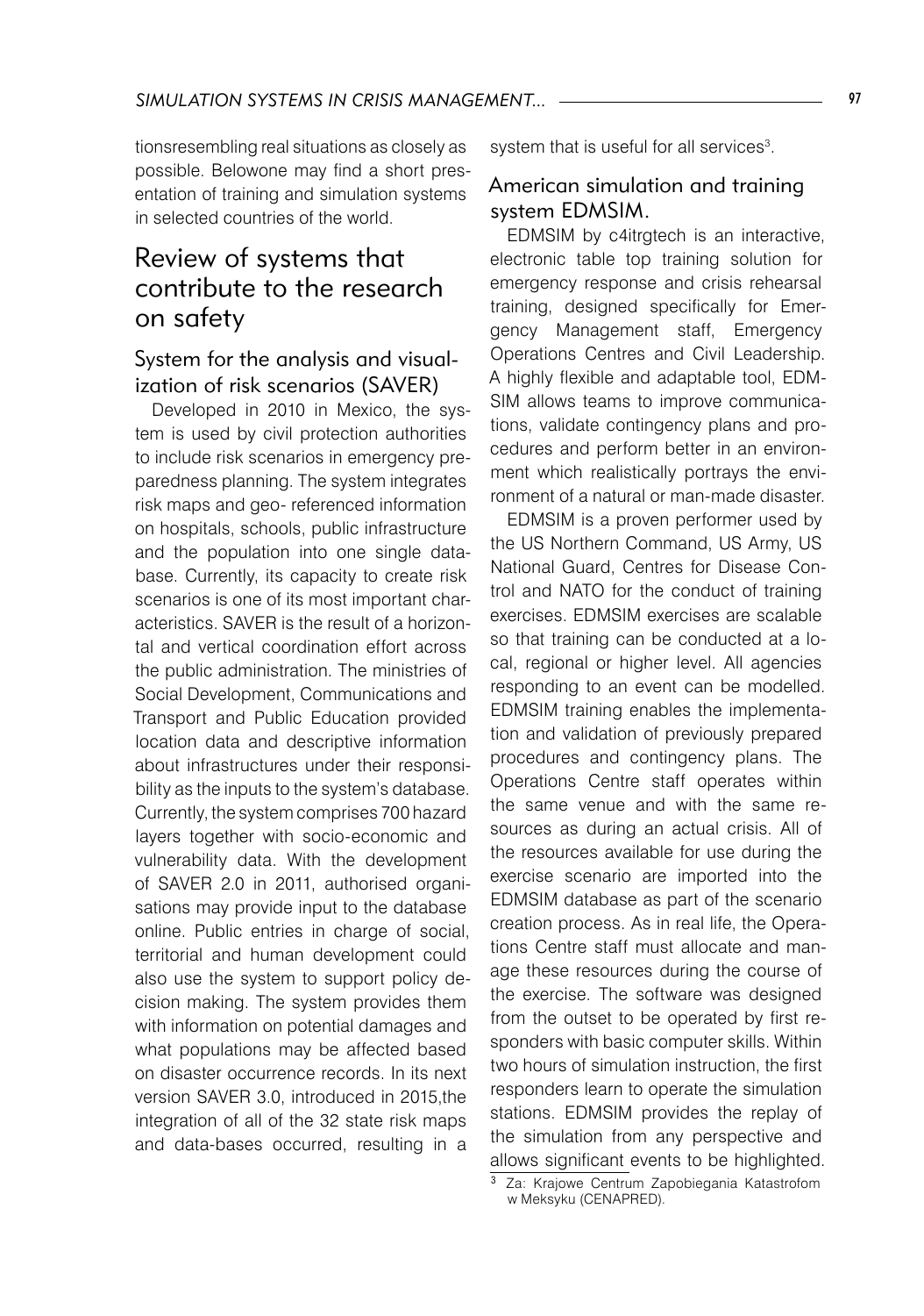tionsresembling real situations as closely as possible. Belowone may find a short presentation of training and simulation systems in selected countries of the world.

# Review of systems that contribute to the research on safety

## System for the analysis and visualization of risk scenarios (SAVER)

Developed in 2010 in Mexico, the system is used by civil protection authorities to include risk scenarios in emergency preparedness planning. The system integrates risk maps and geo- referenced information on hospitals, schools, public infrastructure and the population into one single database. Currently, its capacity to create risk scenarios is one of its most important characteristics. SAVER is the result of a horizontal and vertical coordination effort across the public administration. The ministries of Social Development, Communications and Transport and Public Education provided location data and descriptive information about infrastructures under their responsibility as the inputs to the system's database. Currently, the system comprises 700 hazard layers together with socio-economic and vulnerability data. With the development of SAVER 2.0 in 2011, authorised organisations may provide input to the database online. Public entries in charge of social, territorial and human development could also use the system to support policy decision making. The system provides them with information on potential damages and what populations may be affected based on disaster occurrence records. In its next version SAVER 3.0, introduced in 2015,the integration of all of the 32 state risk maps and data-bases occurred, resulting in a system that is useful for all services[3].

## American simulation and training system EDMSIM.

EDMSIM by c4itrgtech is an interactive, electronic table top training solution for emergency response and crisis rehearsal training, designed specifically for Emergency Management staff, Emergency Operations Centres and Civil Leadership. A highly flexible and adaptable tool, EDMSIM allows teams to improve communications, validate contingency plans and procedures and perform better in an environment which realistically portrays the environment of a natural or man-made disaster.

EDMSIM is a proven performer used by the US Northern Command, US Army, US National Guard, Centres for Disease Control and NATO for the conduct of training exercises. EDMSIM exercises are scalable so that training can be conducted at a local, regional or higher level. All agencies responding to an event can be modelled. EDMSIM training enables the implementation and validation of previously prepared procedures and contingency plans. The Operations Centre staff operates within the same venue and with the same resources as during an actual crisis. All of the resources available for use during the exercise scenario are imported into the EDMSIM database as part of the scenario creation process. As in real life, the Operations Centre staff must allocate and manage these resources during the course of the exercise. The software was designed from the outset to be operated by first responders with basic computer skills. Within two hours of simulation instruction, the first responders learn to operate the simulation stations. EDMSIM provides the replay of the simulation from any perspective and allows significant events to be highlighted.

[3] Za: Krajowe Centrum Zapobiegania Katastrofom w Meksyku (CENAPRED).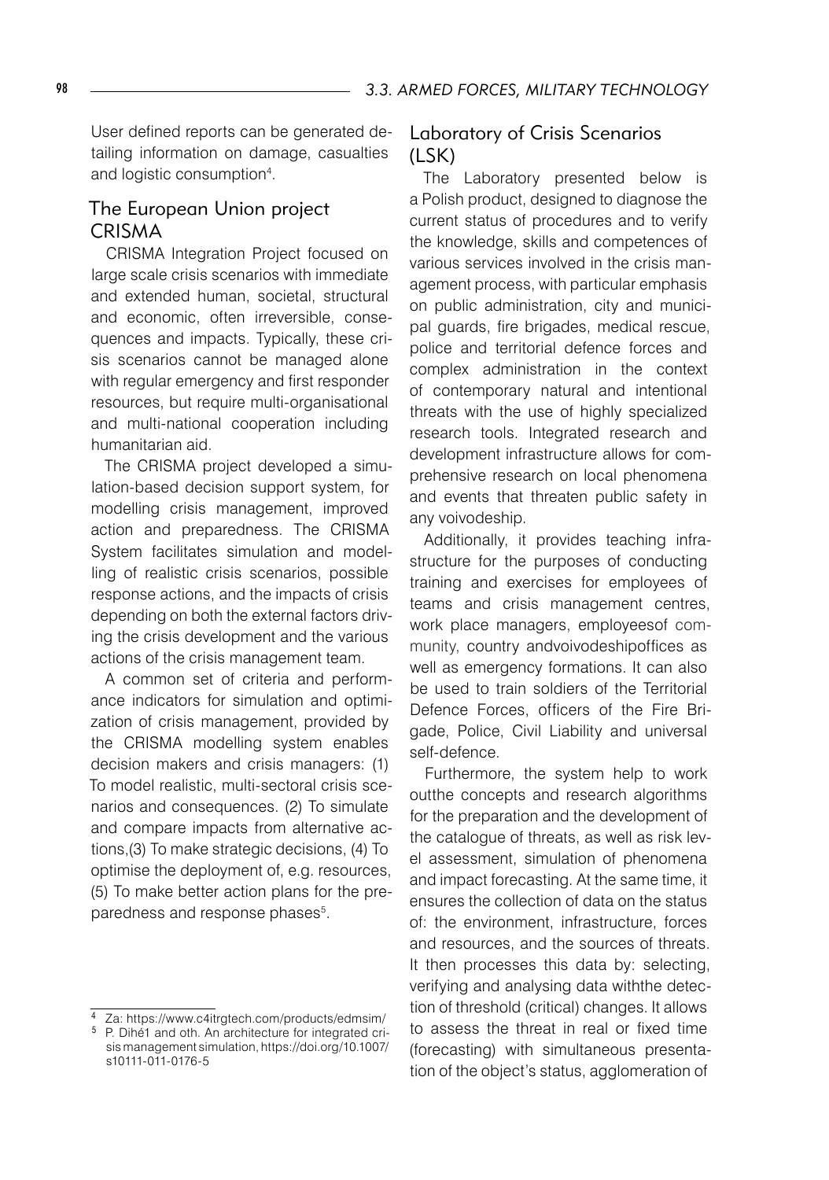User defined reports can be generated detailing information on damage, casualties and logistic consumption[4].

## The European Union project CRISMA

CRISMA Integration Project focused on large scale crisis scenarios with immediate and extended human, societal, structural and economic, often irreversible, consequences and impacts. Typically, these crisis scenarios cannot be managed alone with regular emergency and first responder resources, but require multi-organisational and multi-national cooperation including humanitarian aid.

The CRISMA project developed a simulation-based decision support system, for modelling crisis management, improved action and preparedness. The CRISMA System facilitates simulation and modelling of realistic crisis scenarios, possible response actions, and the impacts of crisis depending on both the external factors driving the crisis development and the various actions of the crisis management team.

A common set of criteria and performance indicators for simulation and optimization of crisis management, provided by the CRISMA modelling system enables decision makers and crisis managers: (1) To model realistic, multi-sectoral crisis scenarios and consequences. (2) To simulate and compare impacts from alternative actions,(3) To make strategic decisions, (4) To optimise the deployment of, e.g. resources, (5) To make better action plans for the preparedness and response phases[5].

## Laboratory of Crisis Scenarios (LSK)

The Laboratory presented below is a Polish product, designed to diagnose the current status of procedures and to verify the knowledge, skills and competences of various services involved in the crisis management process, with particular emphasis on public administration, city and municipal guards, fire brigades, medical rescue, police and territorial defence forces and complex administration in the context of contemporary natural and intentional threats with the use of highly specialized research tools. Integrated research and development infrastructure allows for comprehensive research on local phenomena and events that threaten public safety in any voivodeship.

Additionally, it provides teaching infrastructure for the purposes of conducting training and exercises for employees of teams and crisis management centres, work place managers, employeesof community, country andvoivodeshipoffices as well as emergency formations. It can also be used to train soldiers of the Territorial Defence Forces, officers of the Fire Brigade, Police, Civil Liability and universal self-defence.

Furthermore, the system help to work outthe concepts and research algorithms for the preparation and the development of the catalogue of threats, as well as risk level assessment, simulation of phenomena and impact forecasting. At the same time, it ensures the collection of data on the status of: the environment, infrastructure, forces and resources, and the sources of threats. It then processes this data by: selecting, verifying and analysing data withthe detection of threshold (critical) changes. It allows to assess the threat in real or fixed time (forecasting) with simultaneous presentation of the object's status, agglomeration of

---

[4] Za: https://www.c4itrgtech.com/products/edmsim/

[5] P. Dihé1 and oth. An architecture for integrated crisis management simulation, https://doi.org/10.1007/s10111-011-0176-5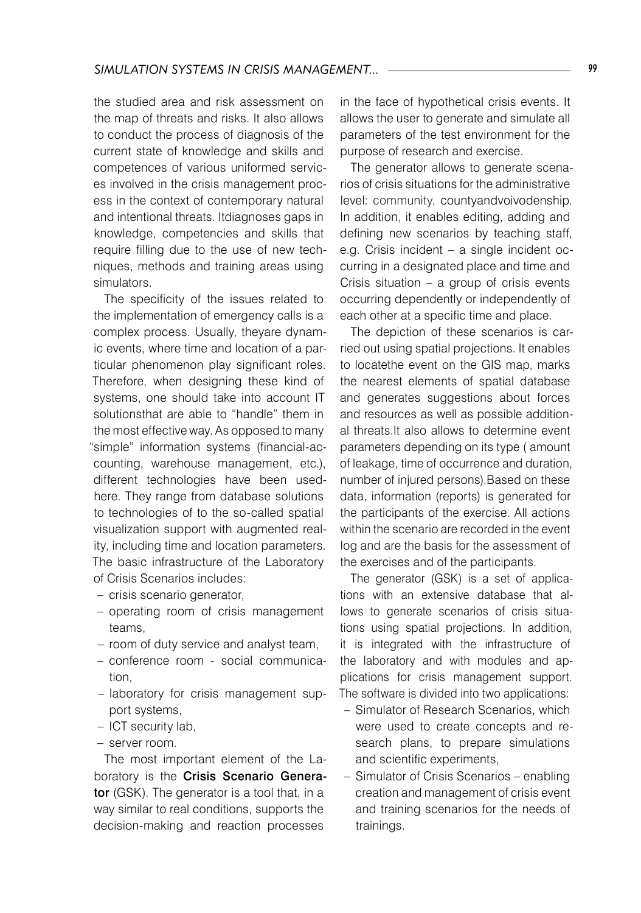the studied area and risk assessment on the map of threats and risks. It also allows to conduct the process of diagnosis of the current state of knowledge and skills and competences of various uniformed services involved in the crisis management process in the context of contemporary natural and intentional threats. Itdiagnoses gaps in knowledge, competencies and skills that require filling due to the use of new techniques, methods and training areas using simulators.

The specificity of the issues related to the implementation of emergency calls is a complex process. Usually, theyare dynamic events, where time and location of a particular phenomenon play significant roles. Therefore, when designing these kind of systems, one should take into account IT solutionsthat are able to "handle" them in the most effective way. As opposed to many "simple" information systems (financial-accounting, warehouse management, etc.), different technologies have been usedhere. They range from database solutions to technologies of to the so-called spatial visualization support with augmented reality, including time and location parameters. The basic infrastructure of the Laboratory of Crisis Scenarios includes:

- crisis scenario generator,
- operating room of crisis management teams,
- room of duty service and analyst team,
- conference room - social communication,
- laboratory for crisis management support systems,
- ICT security lab,
- server room.

The most important element of the Laboratory is the **Crisis Scenario Generator** (GSK). The generator is a tool that, in a way similar to real conditions, supports the decision-making and reaction processes in the face of hypothetical crisis events. It allows the user to generate and simulate all parameters of the test environment for the purpose of research and exercise.

The generator allows to generate scenarios of crisis situations for the administrative level: community, countyandvoivodenship. In addition, it enables editing, adding and defining new scenarios by teaching staff, e.g. Crisis incident – a single incident occurring in a designated place and time and Crisis situation – a group of crisis events occurring dependently or independently of each other at a specific time and place.

The depiction of these scenarios is carried out using spatial projections. It enables to locatethe event on the GIS map, marks the nearest elements of spatial database and generates suggestions about forces and resources as well as possible additional threats.It also allows to determine event parameters depending on its type ( amount of leakage, time of occurrence and duration, number of injured persons).Based on these data, information (reports) is generated for the participants of the exercise. All actions within the scenario are recorded in the event log and are the basis for the assessment of the exercises and of the participants.

The generator (GSK) is a set of applications with an extensive database that allows to generate scenarios of crisis situations using spatial projections. In addition, it is integrated with the infrastructure of the laboratory and with modules and applications for crisis management support. The software is divided into two applications:

- Simulator of Research Scenarios, which were used to create concepts and research plans, to prepare simulations and scientific experiments,
- Simulator of Crisis Scenarios – enabling creation and management of crisis event and training scenarios for the needs of trainings.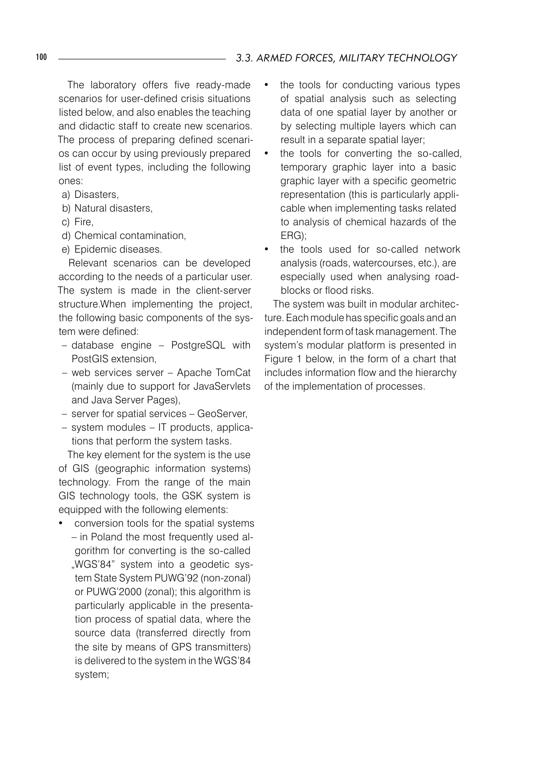The laboratory offers five ready-made scenarios for user-defined crisis situations listed below, and also enables the teaching and didactic staff to create new scenarios. The process of preparing defined scenarios can occur by using previously prepared list of event types, including the following ones:

a) Disasters,
b) Natural disasters,
c) Fire,
d) Chemical contamination,
e) Epidemic diseases.

Relevant scenarios can be developed according to the needs of a particular user. The system is made in the client-server structure.When implementing the project, the following basic components of the system were defined:

- database engine – PostgreSQL with PostGIS extension,
- web services server – Apache TomCat (mainly due to support for JavaServlets and Java Server Pages),
- server for spatial services – GeoServer,
- system modules – IT products, applications that perform the system tasks.

The key element for the system is the use of GIS (geographic information systems) technology. From the range of the main GIS technology tools, the GSK system is equipped with the following elements:

- conversion tools for the spatial systems – in Poland the most frequently used algorithm for converting is the so-called „WGS'84" system into a geodetic system State System PUWG'92 (non-zonal) or PUWG'2000 (zonal); this algorithm is particularly applicable in the presentation process of spatial data, where the source data (transferred directly from the site by means of GPS transmitters) is delivered to the system in the WGS'84 system;
- the tools for conducting various types of spatial analysis such as selecting data of one spatial layer by another or by selecting multiple layers which can result in a separate spatial layer;
- the tools for converting the so-called, temporary graphic layer into a basic graphic layer with a specific geometric representation (this is particularly applicable when implementing tasks related to analysis of chemical hazards of the ERG);
- the tools used for so-called network analysis (roads, watercourses, etc.), are especially used when analysing roadblocks or flood risks.

The system was built in modular architecture. Each module has specific goals and an independent form of task management. The system's modular platform is presented in Figure 1 below, in the form of a chart that includes information flow and the hierarchy of the implementation of processes.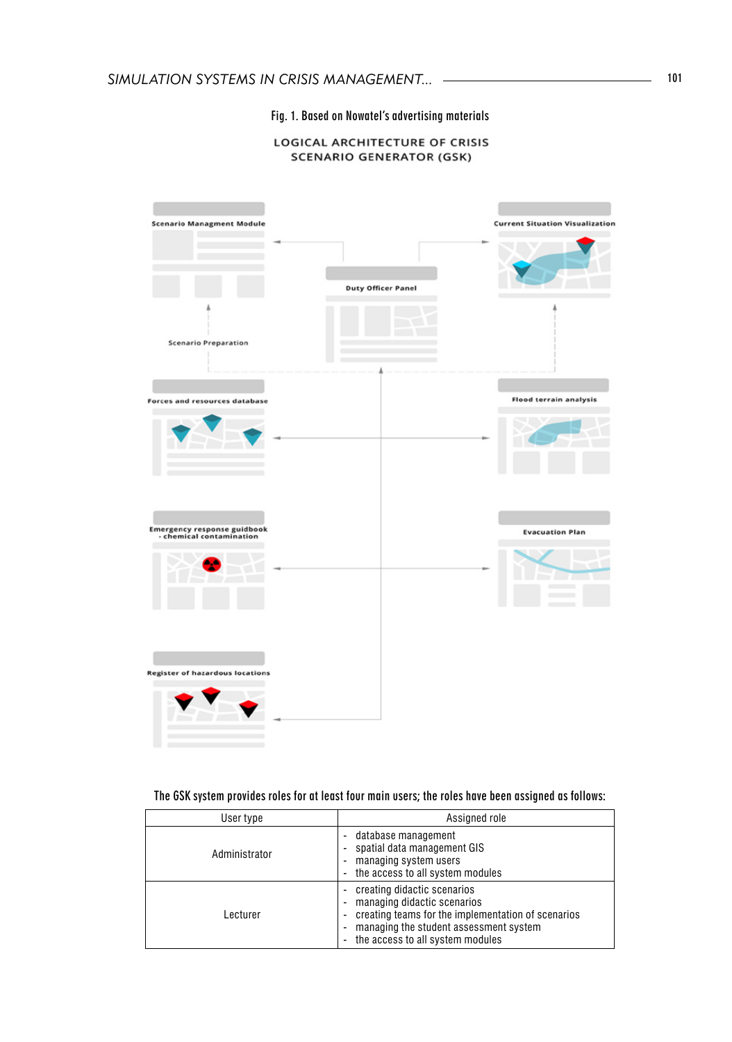Fig. 1. Based on Nowatel's advertising materials

LOGICAL ARCHITECTURE OF CRISIS SCENARIO GENERATOR (GSK)

Scenario Managment Module

Current Situation Visualization

Duty Officer Panel

Scenario Preparation

Forces and resources database

Flood terrain analysis

Emergency response guidbook - chemical contamination

Evacuation Plan

Register of hazardous locations

The GSK system provides roles for at least four main users; the roles have been assigned as follows:

| User type | Assigned role |
|---|---|
| Administrator | - database management<br>- spatial data management GIS<br>- managing system users<br>- the access to all system modules |
| Lecturer | - creating didactic scenarios<br>- managing didactic scenarios<br>- creating teams for the implementation of scenarios<br>- managing the student assessment system<br>- the access to all system modules |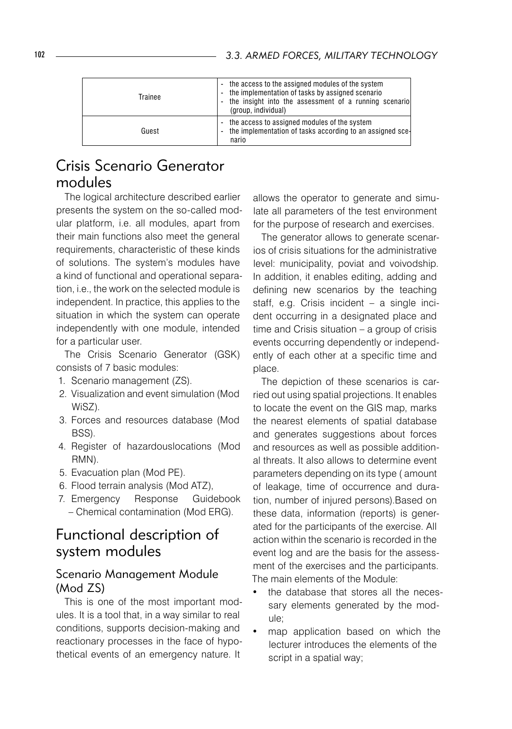| Trainee | - the access to the assigned modules of the system<br>- the implementation of tasks by assigned scenario<br>- the insight into the assessment of a running scenario (group, individual) |
|---|---|
| Guest | - the access to assigned modules of the system<br>- the implementation of tasks according to an assigned scenario |

## Crisis Scenario Generator modules

The logical architecture described earlier presents the system on the so-called modular platform, i.e. all modules, apart from their main functions also meet the general requirements, characteristic of these kinds of solutions. The system's modules have a kind of functional and operational separation, i.e., the work on the selected module is independent. In practice, this applies to the situation in which the system can operate independently with one module, intended for a particular user.

The Crisis Scenario Generator (GSK) consists of 7 basic modules:

1. Scenario management (ZS).
2. Visualization and event simulation (Mod WiSZ).
3. Forces and resources database (Mod BSS).
4. Register of hazardouslocations (Mod RMN).
5. Evacuation plan (Mod PE).
6. Flood terrain analysis (Mod ATZ),
7. Emergency Response Guidebook – Chemical contamination (Mod ERG).

## Functional description of system modules

### Scenario Management Module (Mod ZS)

This is one of the most important modules. It is a tool that, in a way similar to real conditions, supports decision-making and reactionary processes in the face of hypothetical events of an emergency nature. It allows the operator to generate and simulate all parameters of the test environment for the purpose of research and exercises.

The generator allows to generate scenarios of crisis situations for the administrative level: municipality, poviat and voivodship. In addition, it enables editing, adding and defining new scenarios by the teaching staff, e.g. Crisis incident – a single incident occurring in a designated place and time and Crisis situation – a group of crisis events occurring dependently or independently of each other at a specific time and place.

The depiction of these scenarios is carried out using spatial projections. It enables to locate the event on the GIS map, marks the nearest elements of spatial database and generates suggestions about forces and resources as well as possible additional threats. It also allows to determine event parameters depending on its type ( amount of leakage, time of occurrence and duration, number of injured persons).Based on these data, information (reports) is generated for the participants of the exercise. All action within the scenario is recorded in the event log and are the basis for the assessment of the exercises and the participants. The main elements of the Module:

- the database that stores all the necessary elements generated by the module;
- map application based on which the lecturer introduces the elements of the script in a spatial way;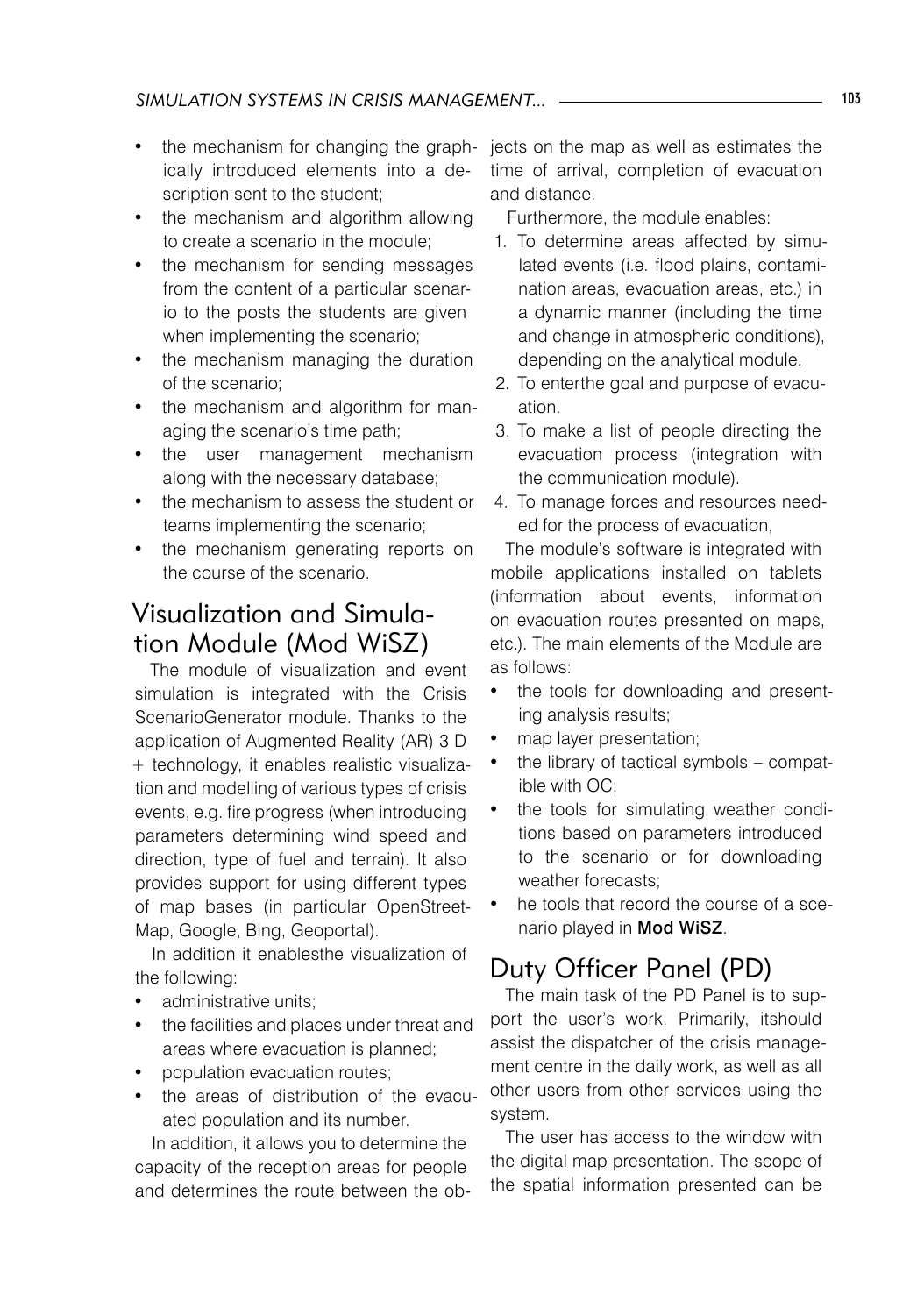- the mechanism for changing the graphically introduced elements into a description sent to the student;
- the mechanism and algorithm allowing to create a scenario in the module;
- the mechanism for sending messages from the content of a particular scenario to the posts the students are given when implementing the scenario;
- the mechanism managing the duration of the scenario;
- the mechanism and algorithm for managing the scenario's time path;
- the user management mechanism along with the necessary database;
- the mechanism to assess the student or teams implementing the scenario;
- the mechanism generating reports on the course of the scenario.

## Visualization and Simulation Module (Mod WiSZ)

The module of visualization and event simulation is integrated with the Crisis ScenarioGenerator module. Thanks to the application of Augmented Reality (AR) 3 D + technology, it enables realistic visualization and modelling of various types of crisis events, e.g. fire progress (when introducing parameters determining wind speed and direction, type of fuel and terrain). It also provides support for using different types of map bases (in particular OpenStreetMap, Google, Bing, Geoportal).

In addition it enablesthe visualization of the following:

- administrative units;
- the facilities and places under threat and areas where evacuation is planned;
- population evacuation routes;
- the areas of distribution of the evacuated population and its number.

In addition, it allows you to determine the capacity of the reception areas for people and determines the route between the objects on the map as well as estimates the time of arrival, completion of evacuation and distance.

Furthermore, the module enables:

1. To determine areas affected by simulated events (i.e. flood plains, contamination areas, evacuation areas, etc.) in a dynamic manner (including the time and change in atmospheric conditions), depending on the analytical module.
2. To enterthe goal and purpose of evacuation.
3. To make a list of people directing the evacuation process (integration with the communication module).
4. To manage forces and resources needed for the process of evacuation,

The module's software is integrated with mobile applications installed on tablets (information about events, information on evacuation routes presented on maps, etc.). The main elements of the Module are as follows:

- the tools for downloading and presenting analysis results;
- map layer presentation;
- the library of tactical symbols – compatible with OC;
- the tools for simulating weather conditions based on parameters introduced to the scenario or for downloading weather forecasts;
- he tools that record the course of a scenario played in **Mod WiSZ**.

## Duty Officer Panel (PD)

The main task of the PD Panel is to support the user's work. Primarily, itshould assist the dispatcher of the crisis management centre in the daily work, as well as all other users from other services using the system.

The user has access to the window with the digital map presentation. The scope of the spatial information presented can be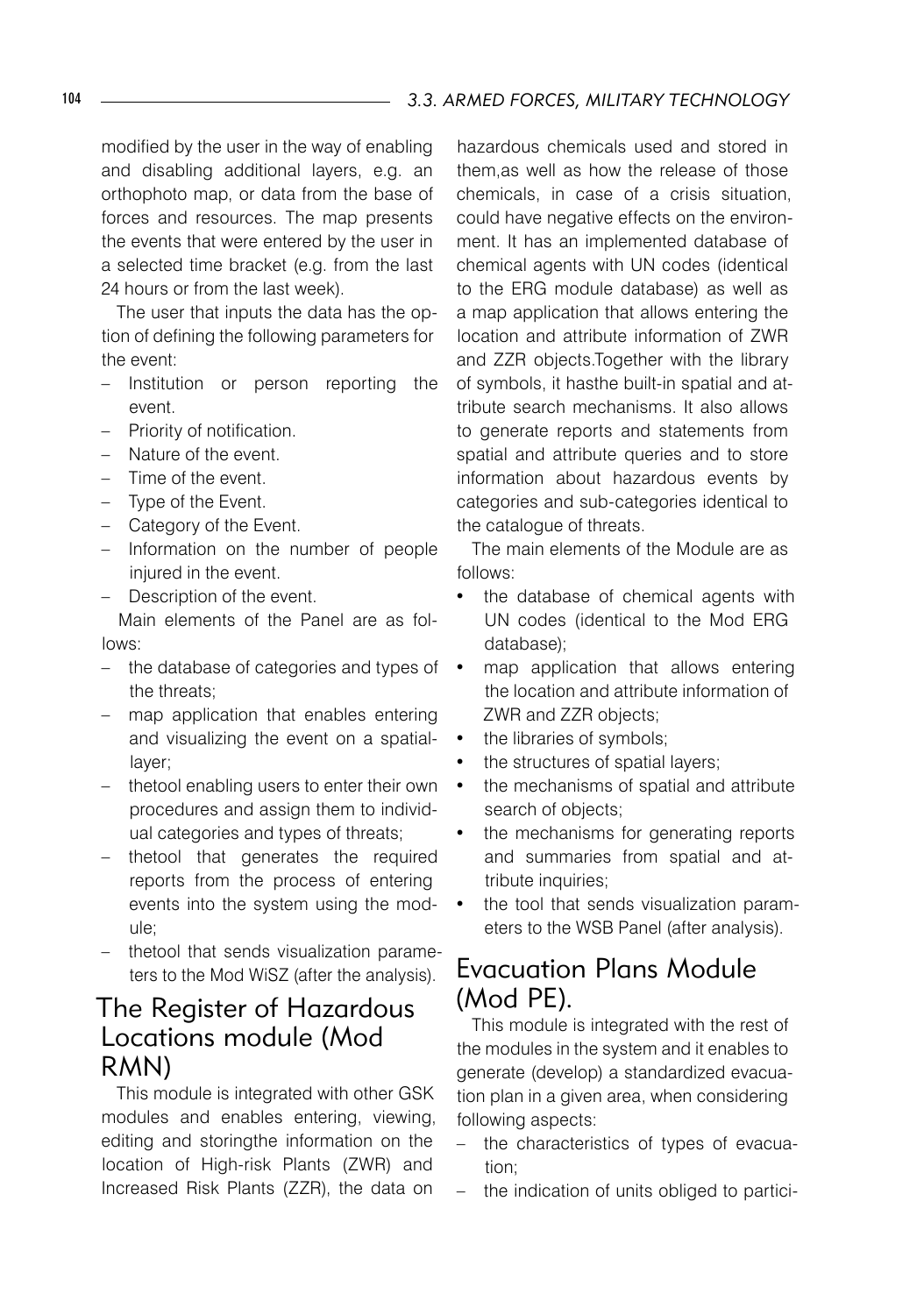modified by the user in the way of enabling and disabling additional layers, e.g. an orthophoto map, or data from the base of forces and resources. The map presents the events that were entered by the user in a selected time bracket (e.g. from the last 24 hours or from the last week).

The user that inputs the data has the option of defining the following parameters for the event:

- Institution or person reporting the event.
- Priority of notification.
- Nature of the event.
- Time of the event.
- Type of the Event.
- Category of the Event.
- Information on the number of people injured in the event.
- Description of the event.

Main elements of the Panel are as follows:

- the database of categories and types of the threats;
- map application that enables entering and visualizing the event on a spatial-layer;
- thetool enabling users to enter their own procedures and assign them to individual categories and types of threats;
- thetool that generates the required reports from the process of entering events into the system using the module;
- thetool that sends visualization parameters to the Mod WiSZ (after the analysis).

## The Register of Hazardous Locations module (Mod RMN)

This module is integrated with other GSK modules and enables entering, viewing, editing and storingthe information on the location of High-risk Plants (ZWR) and Increased Risk Plants (ZZR), the data on hazardous chemicals used and stored in them,as well as how the release of those chemicals, in case of a crisis situation, could have negative effects on the environment. It has an implemented database of chemical agents with UN codes (identical to the ERG module database) as well as a map application that allows entering the location and attribute information of ZWR and ZZR objects.Together with the library of symbols, it hasthe built-in spatial and attribute search mechanisms. It also allows to generate reports and statements from spatial and attribute queries and to store information about hazardous events by categories and sub-categories identical to the catalogue of threats.

The main elements of the Module are as follows:

- the database of chemical agents with UN codes (identical to the Mod ERG database);
- map application that allows entering the location and attribute information of ZWR and ZZR objects;
- the libraries of symbols;
- the structures of spatial layers;
- the mechanisms of spatial and attribute search of objects;
- the mechanisms for generating reports and summaries from spatial and attribute inquiries;
- the tool that sends visualization parameters to the WSB Panel (after analysis).

## Evacuation Plans Module (Mod PE).

This module is integrated with the rest of the modules in the system and it enables to generate (develop) a standardized evacuation plan in a given area, when considering following aspects:

- the characteristics of types of evacuation;
- the indication of units obliged to partici-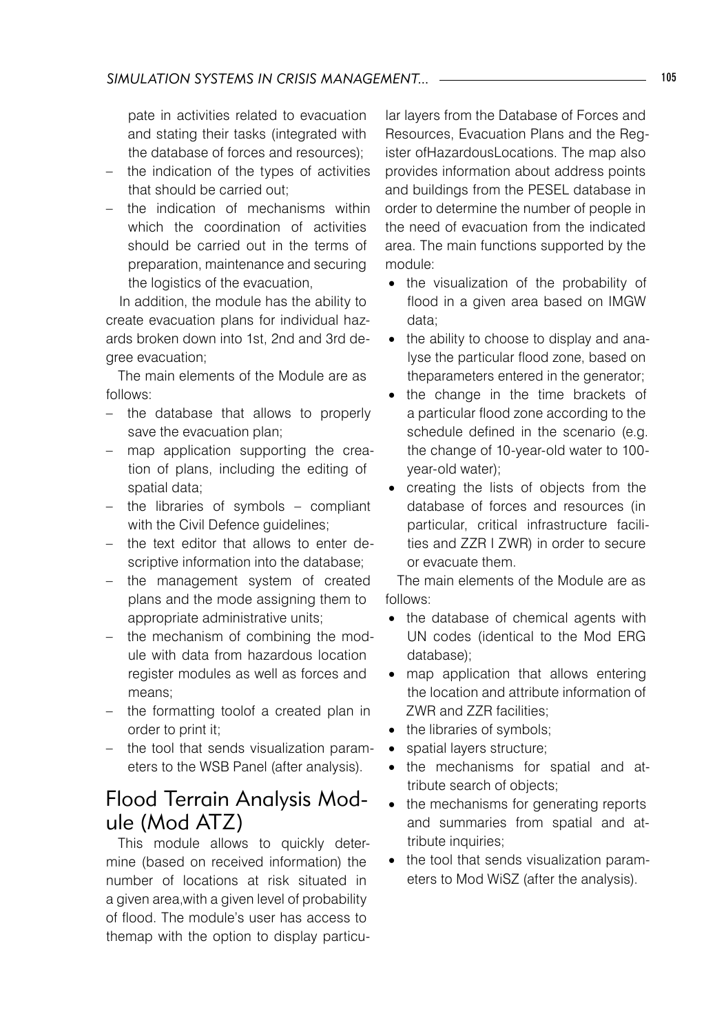pate in activities related to evacuation and stating their tasks (integrated with the database of forces and resources);
- the indication of the types of activities that should be carried out;
- the indication of mechanisms within which the coordination of activities should be carried out in the terms of preparation, maintenance and securing the logistics of the evacuation,

In addition, the module has the ability to create evacuation plans for individual hazards broken down into 1st, 2nd and 3rd degree evacuation;

The main elements of the Module are as follows:

- the database that allows to properly save the evacuation plan;
- map application supporting the creation of plans, including the editing of spatial data;
- the libraries of symbols – compliant with the Civil Defence guidelines;
- the text editor that allows to enter descriptive information into the database;
- the management system of created plans and the mode assigning them to appropriate administrative units;
- the mechanism of combining the module with data from hazardous location register modules as well as forces and means;
- the formatting toolof a created plan in order to print it;
- the tool that sends visualization parameters to the WSB Panel (after analysis).

## Flood Terrain Analysis Module (Mod ATZ)

This module allows to quickly determine (based on received information) the number of locations at risk situated in a given area,with a given level of probability of flood. The module's user has access to themap with the option to display particular layers from the Database of Forces and Resources, Evacuation Plans and the Register ofHazardousLocations. The map also provides information about address points and buildings from the PESEL database in order to determine the number of people in the need of evacuation from the indicated area. The main functions supported by the module:

- the visualization of the probability of flood in a given area based on IMGW data;
- the ability to choose to display and analyse the particular flood zone, based on theparameters entered in the generator;
- the change in the time brackets of a particular flood zone according to the schedule defined in the scenario (e.g. the change of 10-year-old water to 100-year-old water);
- creating the lists of objects from the database of forces and resources (in particular, critical infrastructure facilities and ZZR I ZWR) in order to secure or evacuate them.

The main elements of the Module are as follows:

- the database of chemical agents with UN codes (identical to the Mod ERG database);
- map application that allows entering the location and attribute information of ZWR and ZZR facilities;
- the libraries of symbols;
- spatial layers structure;
- the mechanisms for spatial and attribute search of objects;
- the mechanisms for generating reports and summaries from spatial and attribute inquiries;
- the tool that sends visualization parameters to Mod WiSZ (after the analysis).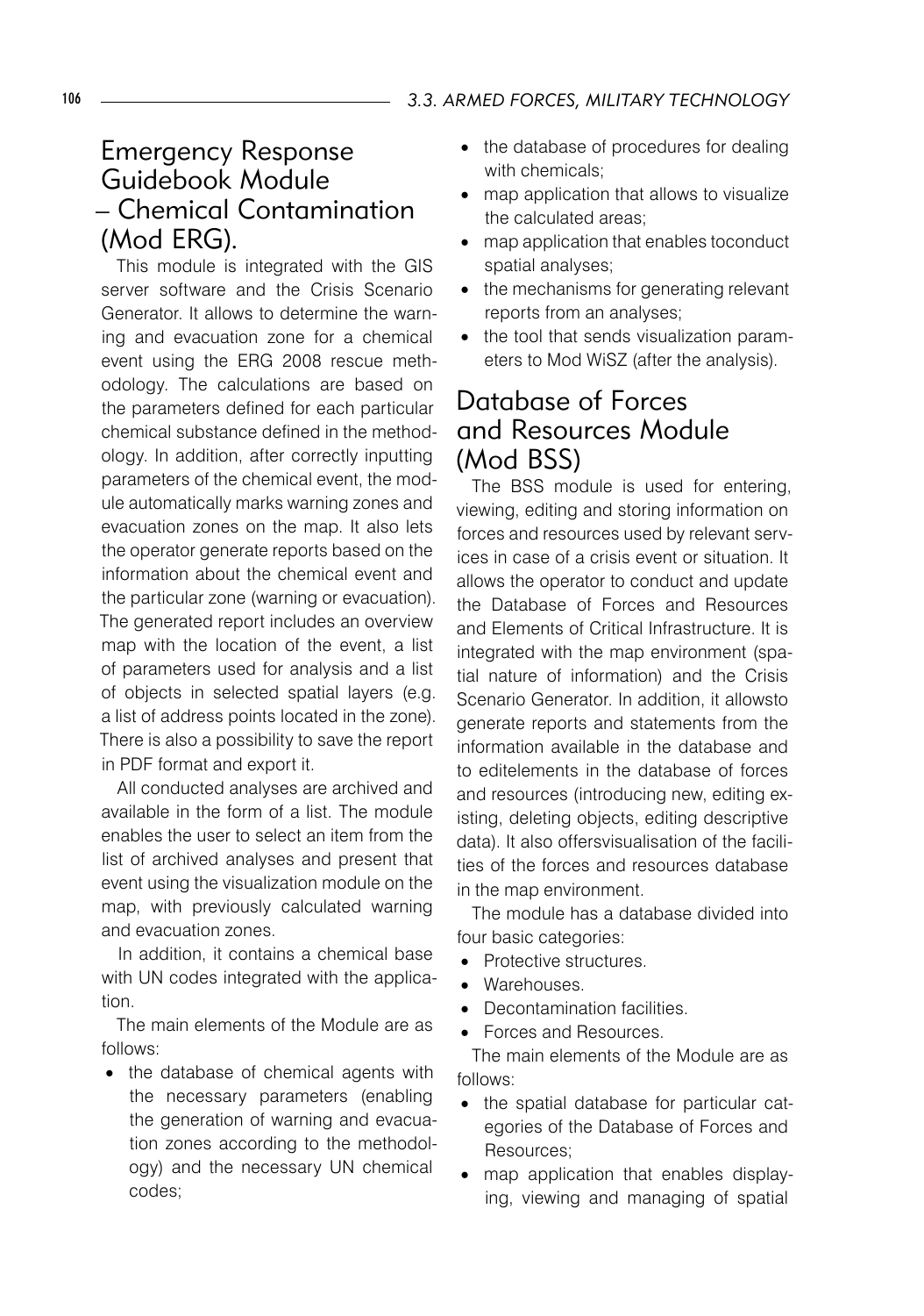## Emergency Response Guidebook Module – Chemical Contamination (Mod ERG).

This module is integrated with the GIS server software and the Crisis Scenario Generator. It allows to determine the warning and evacuation zone for a chemical event using the ERG 2008 rescue methodology. The calculations are based on the parameters defined for each particular chemical substance defined in the methodology. In addition, after correctly inputting parameters of the chemical event, the module automatically marks warning zones and evacuation zones on the map. It also lets the operator generate reports based on the information about the chemical event and the particular zone (warning or evacuation). The generated report includes an overview map with the location of the event, a list of parameters used for analysis and a list of objects in selected spatial layers (e.g. a list of address points located in the zone). There is also a possibility to save the report in PDF format and export it.

All conducted analyses are archived and available in the form of a list. The module enables the user to select an item from the list of archived analyses and present that event using the visualization module on the map, with previously calculated warning and evacuation zones.

In addition, it contains a chemical base with UN codes integrated with the application.

The main elements of the Module are as follows:

- the database of chemical agents with the necessary parameters (enabling the generation of warning and evacuation zones according to the methodology) and the necessary UN chemical codes;
- the database of procedures for dealing with chemicals;
- map application that allows to visualize the calculated areas;
- map application that enables toconduct spatial analyses;
- the mechanisms for generating relevant reports from an analyses;
- the tool that sends visualization parameters to Mod WiSZ (after the analysis).

## Database of Forces and Resources Module (Mod BSS)

The BSS module is used for entering, viewing, editing and storing information on forces and resources used by relevant services in case of a crisis event or situation. It allows the operator to conduct and update the Database of Forces and Resources and Elements of Critical Infrastructure. It is integrated with the map environment (spatial nature of information) and the Crisis Scenario Generator. In addition, it allowsto generate reports and statements from the information available in the database and to editelements in the database of forces and resources (introducing new, editing existing, deleting objects, editing descriptive data). It also offersvisualisation of the facilities of the forces and resources database in the map environment.

The module has a database divided into four basic categories:

- Protective structures.
- Warehouses.
- Decontamination facilities.
- Forces and Resources.

The main elements of the Module are as follows:

- the spatial database for particular categories of the Database of Forces and Resources;
- map application that enables displaying, viewing and managing of spatial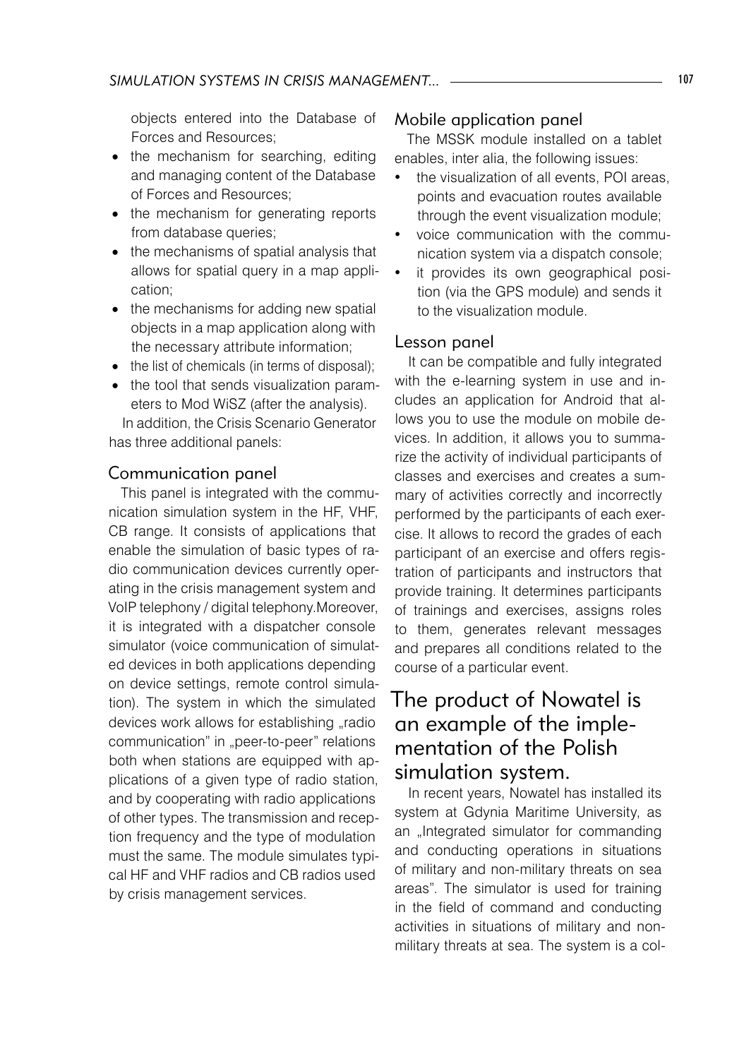objects entered into the Database of Forces and Resources;

- the mechanism for searching, editing and managing content of the Database of Forces and Resources;
- the mechanism for generating reports from database queries;
- the mechanisms of spatial analysis that allows for spatial query in a map application;
- the mechanisms for adding new spatial objects in a map application along with the necessary attribute information;
- the list of chemicals (in terms of disposal);
- the tool that sends visualization parameters to Mod WiSZ (after the analysis).

In addition, the Crisis Scenario Generator has three additional panels:

### Communication panel

This panel is integrated with the communication simulation system in the HF, VHF, CB range. It consists of applications that enable the simulation of basic types of radio communication devices currently operating in the crisis management system and VoIP telephony / digital telephony.Moreover, it is integrated with a dispatcher console simulator (voice communication of simulated devices in both applications depending on device settings, remote control simulation). The system in which the simulated devices work allows for establishing „radio communication" in „peer-to-peer" relations both when stations are equipped with applications of a given type of radio station, and by cooperating with radio applications of other types. The transmission and reception frequency and the type of modulation must the same. The module simulates typical HF and VHF radios and CB radios used by crisis management services.

### Mobile application panel

The MSSK module installed on a tablet enables, inter alia, the following issues:

- the visualization of all events, POI areas, points and evacuation routes available through the event visualization module;
- voice communication with the communication system via a dispatch console;
- it provides its own geographical position (via the GPS module) and sends it to the visualization module.

### Lesson panel

It can be compatible and fully integrated with the e-learning system in use and includes an application for Android that allows you to use the module on mobile devices. In addition, it allows you to summarize the activity of individual participants of classes and exercises and creates a summary of activities correctly and incorrectly performed by the participants of each exercise. It allows to record the grades of each participant of an exercise and offers registration of participants and instructors that provide training. It determines participants of trainings and exercises, assigns roles to them, generates relevant messages and prepares all conditions related to the course of a particular event.

## The product of Nowatel is an example of the implementation of the Polish simulation system.

In recent years, Nowatel has installed its system at Gdynia Maritime University, as an „Integrated simulator for commanding and conducting operations in situations of military and non-military threats on sea areas". The simulator is used for training in the field of command and conducting activities in situations of military and non-military threats at sea. The system is a col-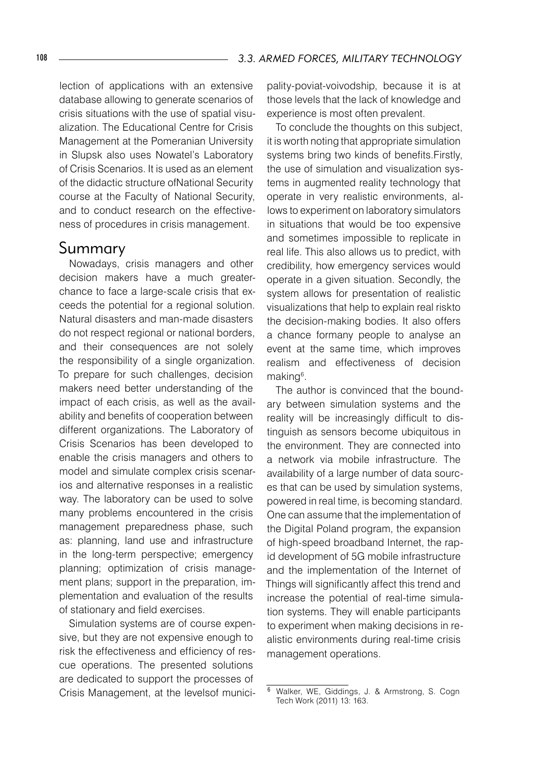lection of applications with an extensive database allowing to generate scenarios of crisis situations with the use of spatial visualization. The Educational Centre for Crisis Management at the Pomeranian University in Slupsk also uses Nowatel's Laboratory of Crisis Scenarios. It is used as an element of the didactic structure ofNational Security course at the Faculty of National Security, and to conduct research on the effectiveness of procedures in crisis management.

## Summary

Nowadays, crisis managers and other decision makers have a much greaterchance to face a large-scale crisis that exceeds the potential for a regional solution. Natural disasters and man-made disasters do not respect regional or national borders, and their consequences are not solely the responsibility of a single organization. To prepare for such challenges, decision makers need better understanding of the impact of each crisis, as well as the availability and benefits of cooperation between different organizations. The Laboratory of Crisis Scenarios has been developed to enable the crisis managers and others to model and simulate complex crisis scenarios and alternative responses in a realistic way. The laboratory can be used to solve many problems encountered in the crisis management preparedness phase, such as: planning, land use and infrastructure in the long-term perspective; emergency planning; optimization of crisis management plans; support in the preparation, implementation and evaluation of the results of stationary and field exercises.

Simulation systems are of course expensive, but they are not expensive enough to risk the effectiveness and efficiency of rescue operations. The presented solutions are dedicated to support the processes of Crisis Management, at the levelsof municipality-poviat-voivodship, because it is at those levels that the lack of knowledge and experience is most often prevalent.

To conclude the thoughts on this subject, it is worth noting that appropriate simulation systems bring two kinds of benefits.Firstly, the use of simulation and visualization systems in augmented reality technology that operate in very realistic environments, allows to experiment on laboratory simulators in situations that would be too expensive and sometimes impossible to replicate in real life. This also allows us to predict, with credibility, how emergency services would operate in a given situation. Secondly, the system allows for presentation of realistic visualizations that help to explain real riskto the decision-making bodies. It also offers a chance formany people to analyse an event at the same time, which improves realism and effectiveness of decision making[6].

The author is convinced that the boundary between simulation systems and the reality will be increasingly difficult to distinguish as sensors become ubiquitous in the environment. They are connected into a network via mobile infrastructure. The availability of a large number of data sources that can be used by simulation systems, powered in real time, is becoming standard. One can assume that the implementation of the Digital Poland program, the expansion of high-speed broadband Internet, the rapid development of 5G mobile infrastructure and the implementation of the Internet of Things will significantly affect this trend and increase the potential of real-time simulation systems. They will enable participants to experiment when making decisions in realistic environments during real-time crisis management operations.

---

[6] Walker, WE, Giddings, J. & Armstrong, S. Cogn Tech Work (2011) 13: 163.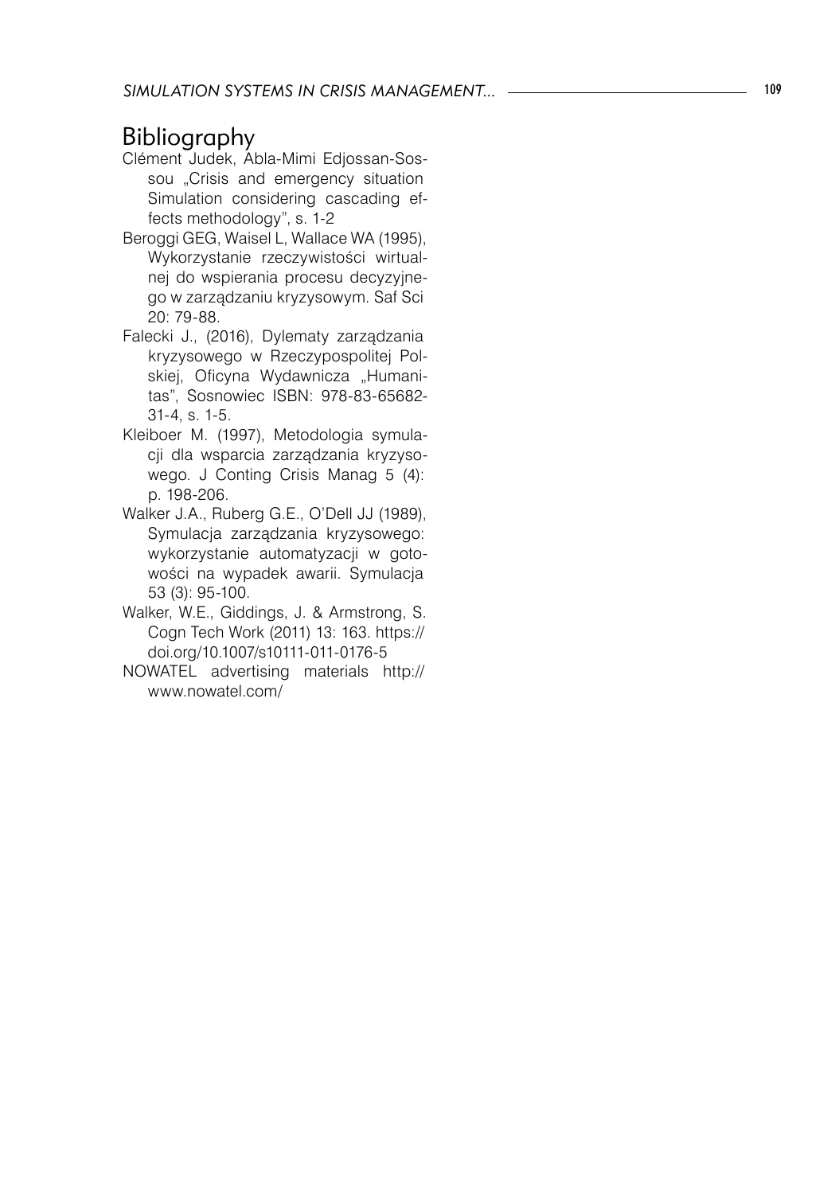# Bibliography

Clément Judek, Abla-Mimi Edjossan-Sossou „Crisis and emergency situation Simulation considering cascading effects methodology", s. 1-2

Beroggi GEG, Waisel L, Wallace WA (1995), Wykorzystanie rzeczywistości wirtualnej do wspierania procesu decyzyjnego w zarządzaniu kryzysowym. Saf Sci 20: 79-88.

Falecki J., (2016), Dylematy zarządzania kryzysowego w Rzeczypospolitej Polskiej, Oficyna Wydawnicza „Humanitas", Sosnowiec ISBN: 978-83-65682-31-4, s. 1-5.

Kleiboer M. (1997), Metodologia symulacji dla wsparcia zarządzania kryzysowego. J Conting Crisis Manag 5 (4): p. 198-206.

Walker J.A., Ruberg G.E., O'Dell JJ (1989), Symulacja zarządzania kryzysowego: wykorzystanie automatyzacji w gotowości na wypadek awarii. Symulacja 53 (3): 95-100.

Walker, W.E., Giddings, J. & Armstrong, S. Cogn Tech Work (2011) 13: 163. https://doi.org/10.1007/s10111-011-0176-5

NOWATEL advertising materials http://www.nowatel.com/